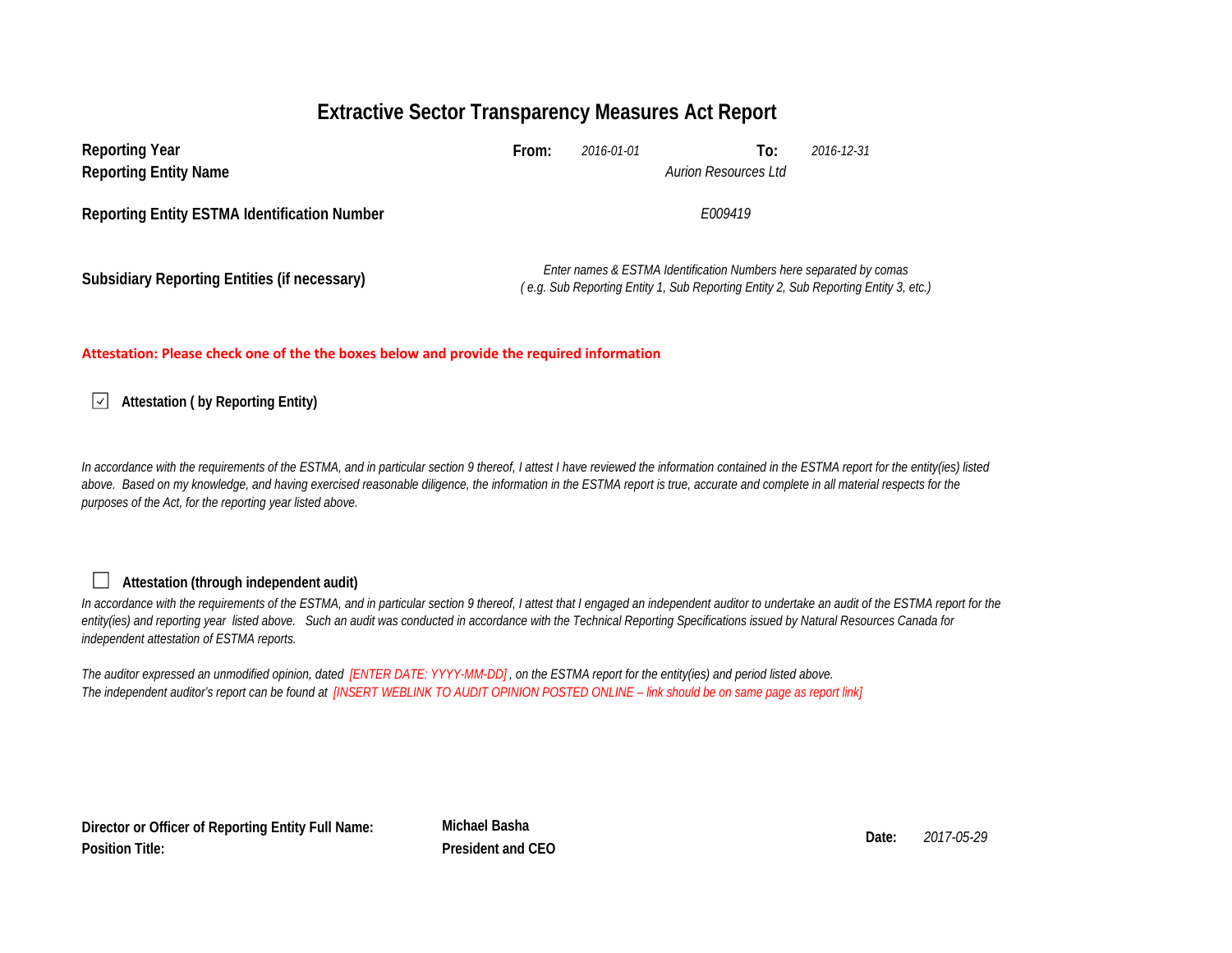# Extractive Sector Transparency Measures Act Report

| | | | | |
|---|---|---|---|---|
| **Reporting Year** | **From:** | *2016-01-01* | **To:** | *2016-12-31* |
| **Reporting Entity Name** | | *Aurion Resources Ltd* | | |
| **Reporting Entity ESTMA Identification Number** | | *E009419* | | |
| **Subsidiary Reporting Entities (if necessary)** | | *Enter names & ESTMA Identification Numbers here separated by comas ( e.g. Sub Reporting Entity 1, Sub Reporting Entity 2, Sub Reporting Entity 3, etc.)* | | |

**Attestation: Please check one of the the boxes below and provide the required information**

☑ **Attestation ( by Reporting Entity)**

*In accordance with the requirements of the ESTMA, and in particular section 9 thereof, I attest I have reviewed the information contained in the ESTMA report for the entity(ies) listed above. Based on my knowledge, and having exercised reasonable diligence, the information in the ESTMA report is true, accurate and complete in all material respects for the purposes of the Act, for the reporting year listed above.*

☐ **Attestation (through independent audit)**

*In accordance with the requirements of the ESTMA, and in particular section 9 thereof, I attest that I engaged an independent auditor to undertake an audit of the ESTMA report for the entity(ies) and reporting year listed above. Such an audit was conducted in accordance with the Technical Reporting Specifications issued by Natural Resources Canada for independent attestation of ESTMA reports.*

*The auditor expressed an unmodified opinion, dated [ENTER DATE: YYYY-MM-DD] , on the ESTMA report for the entity(ies) and period listed above.*
*The independent auditor's report can be found at [INSERT WEBLINK TO AUDIT OPINION POSTED ONLINE – link should be on same page as report link]*

| | | | |
|---|---|---|---|
| **Director or Officer of Reporting Entity Full Name:** | **Michael Basha** | **Date:** | *2017-05-29* |
| **Position Title:** | **President and CEO** | | |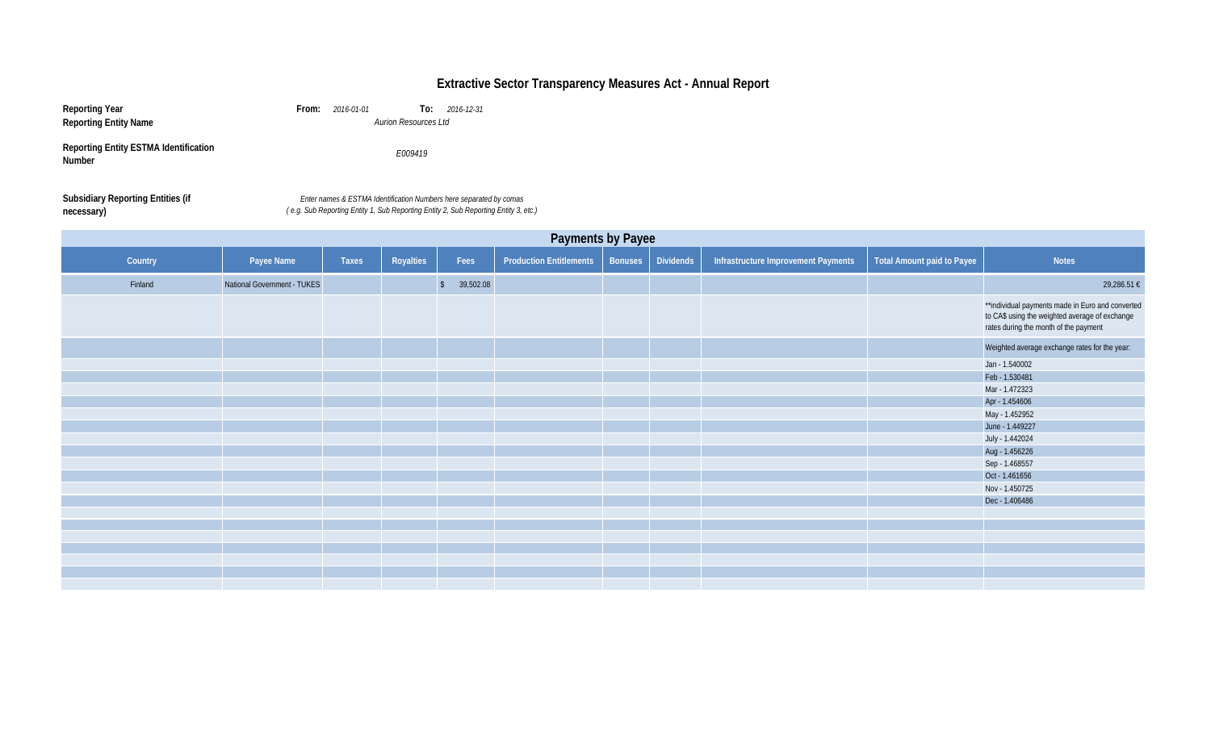# Extractive Sector Transparency Measures Act - Annual Report

**Reporting Year** **From:** *2016-01-01* **To:** *2016-12-31*

**Reporting Entity Name** *Aurion Resources Ltd*

**Reporting Entity ESTMA Identification Number** *E009419*

**Subsidiary Reporting Entities (if necessary)** *Enter names & ESTMA Identification Numbers here separated by comas ( e.g. Sub Reporting Entity 1, Sub Reporting Entity 2, Sub Reporting Entity 3, etc.)*

## Payments by Payee

| Country | Payee Name | Taxes | Royalties | Fees | Production Entitlements | Bonuses | Dividends | Infrastructure Improvement Payments | Total Amount paid to Payee | Notes |
|---|---|---|---|---|---|---|---|---|---|---|
| Finland | National Government - TUKES | | | $ 39,502.08 | | | | | | 29,286.51 € |
| | | | | | | | | | | **individual payments made in Euro and converted to CA$ using the weighted average of exchange rates during the month of the payment |
| | | | | | | | | | | Weighted average exchange rates for the year: |
| | | | | | | | | | | Jan - 1.540002 |
| | | | | | | | | | | Feb - 1.530481 |
| | | | | | | | | | | Mar - 1.472323 |
| | | | | | | | | | | Apr - 1.454606 |
| | | | | | | | | | | May - 1.452952 |
| | | | | | | | | | | June - 1.449227 |
| | | | | | | | | | | July - 1.442024 |
| | | | | | | | | | | Aug - 1.456226 |
| | | | | | | | | | | Sep - 1.468557 |
| | | | | | | | | | | Oct - 1.461656 |
| | | | | | | | | | | Nov - 1.450725 |
| | | | | | | | | | | Dec - 1.406486 |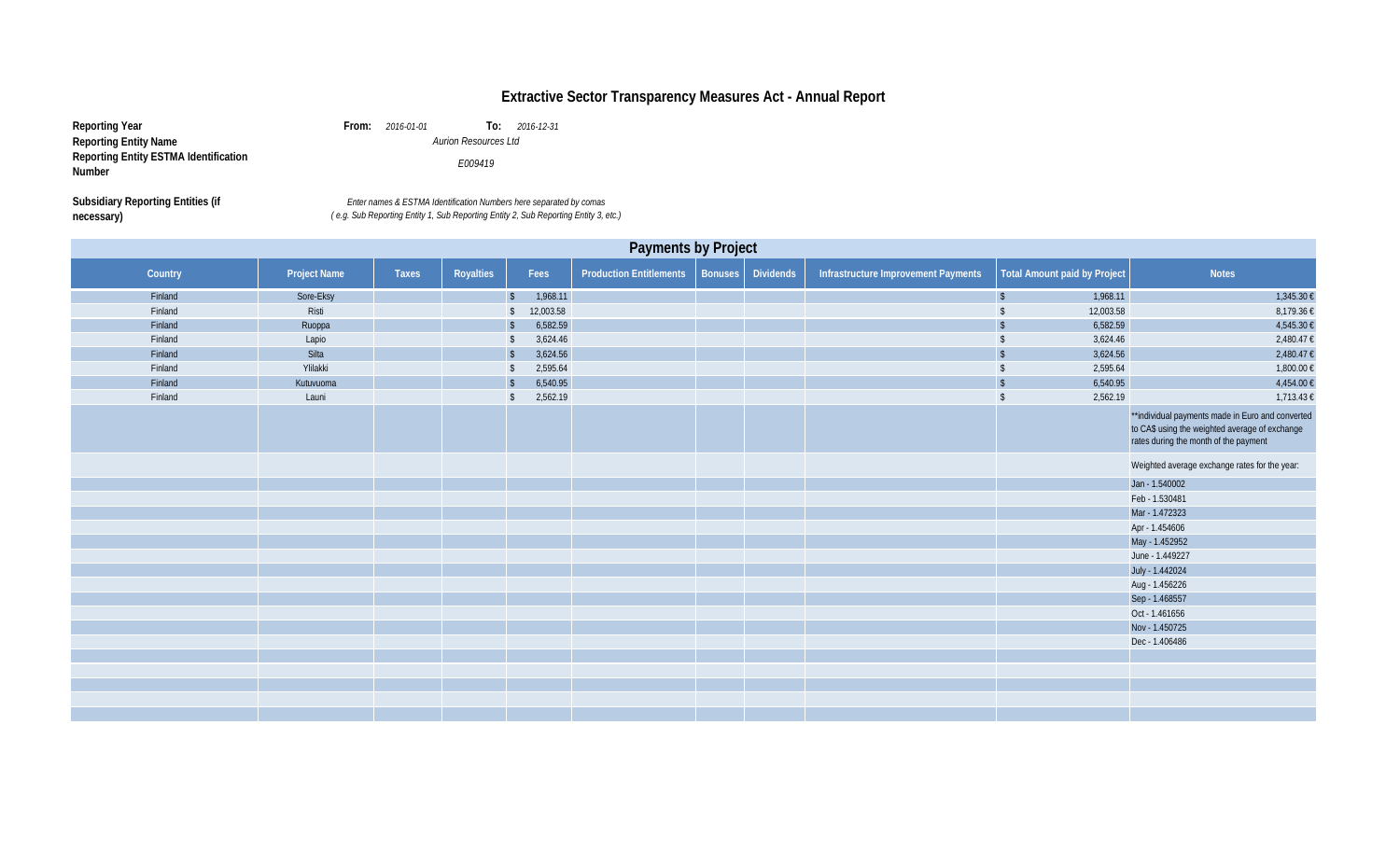# Extractive Sector Transparency Measures Act - Annual Report

**Reporting Year** **From:** *2016-01-01* **To:** *2016-12-31*

**Reporting Entity Name** *Aurion Resources Ltd*

**Reporting Entity ESTMA Identification Number** *E009419*

**Subsidiary Reporting Entities (if necessary)** *Enter names & ESTMA Identification Numbers here separated by comas*
*( e.g. Sub Reporting Entity 1, Sub Reporting Entity 2, Sub Reporting Entity 3, etc.)*

## Payments by Project

| Country | Project Name | Taxes | Royalties | Fees | Production Entitlements | Bonuses | Dividends | Infrastructure Improvement Payments | Total Amount paid by Project | Notes |
|---|---|---|---|---|---|---|---|---|---|---|
| Finland | Sore-Eksy | | | $ 1,968.11 | | | | | $ 1,968.11 | 1,345.30 € |
| Finland | Risti | | | $ 12,003.58 | | | | | $ 12,003.58 | 8,179.36 € |
| Finland | Ruoppa | | | $ 6,582.59 | | | | | $ 6,582.59 | 4,545.30 € |
| Finland | Lapio | | | $ 3,624.46 | | | | | $ 3,624.46 | 2,480.47 € |
| Finland | Silta | | | $ 3,624.56 | | | | | $ 3,624.56 | 2,480.47 € |
| Finland | Ylilakki | | | $ 2,595.64 | | | | | $ 2,595.64 | 1,800.00 € |
| Finland | Kutuvuoma | | | $ 6,540.95 | | | | | $ 6,540.95 | 4,454.00 € |
| Finland | Launi | | | $ 2,562.19 | | | | | $ 2,562.19 | 1,713.43 € |
| | | | | | | | | | | **individual payments made in Euro and converted to CA$ using the weighted average of exchange rates during the month of the payment |
| | | | | | | | | | | Weighted average exchange rates for the year: |
| | | | | | | | | | | Jan - 1.540002 |
| | | | | | | | | | | Feb - 1.530481 |
| | | | | | | | | | | Mar - 1.472323 |
| | | | | | | | | | | Apr - 1.454606 |
| | | | | | | | | | | May - 1.452952 |
| | | | | | | | | | | June - 1.449227 |
| | | | | | | | | | | July - 1.442024 |
| | | | | | | | | | | Aug - 1.456226 |
| | | | | | | | | | | Sep - 1.468557 |
| | | | | | | | | | | Oct - 1.461656 |
| | | | | | | | | | | Nov - 1.450725 |
| | | | | | | | | | | Dec - 1.406486 |